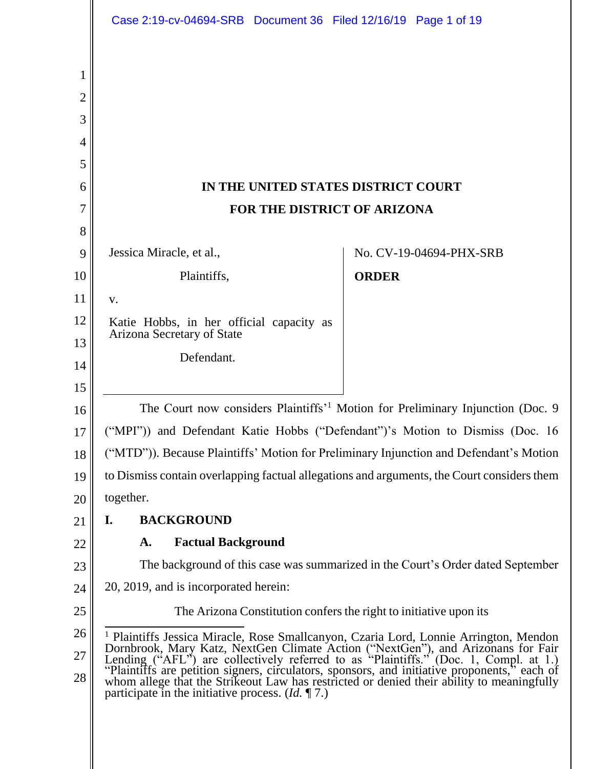IN THE UNITED STATES DISTRICT COURT
FOR THE DISTRICT OF ARIZONA

Jessica Miracle, et al.,

Plaintiffs,

v.

Katie Hobbs, in her official capacity as Arizona Secretary of State

Defendant.

No. CV-19-04694-PHX-SRB

**ORDER**

The Court now considers Plaintiffs'[1] Motion for Preliminary Injunction (Doc. 9 ("MPI")) and Defendant Katie Hobbs ("Defendant")'s Motion to Dismiss (Doc. 16 ("MTD")). Because Plaintiffs' Motion for Preliminary Injunction and Defendant's Motion to Dismiss contain overlapping factual allegations and arguments, the Court considers them together.

## I. BACKGROUND

### A. Factual Background

The background of this case was summarized in the Court's Order dated September 20, 2019, and is incorporated herein:

> The Arizona Constitution confers the right to initiative upon its

[1] Plaintiffs Jessica Miracle, Rose Smallcanyon, Czaria Lord, Lonnie Arrington, Mendon Dornbrook, Mary Katz, NextGen Climate Action ("NextGen"), and Arizonans for Fair Lending ("AFL") are collectively referred to as "Plaintiffs." (Doc. 1, Compl. at 1.) "Plaintiffs are petition signers, circulators, sponsors, and initiative proponents," each of whom allege that the Strikeout Law has restricted or denied their ability to meaningfully participate in the initiative process. (*Id.* ¶ 7.)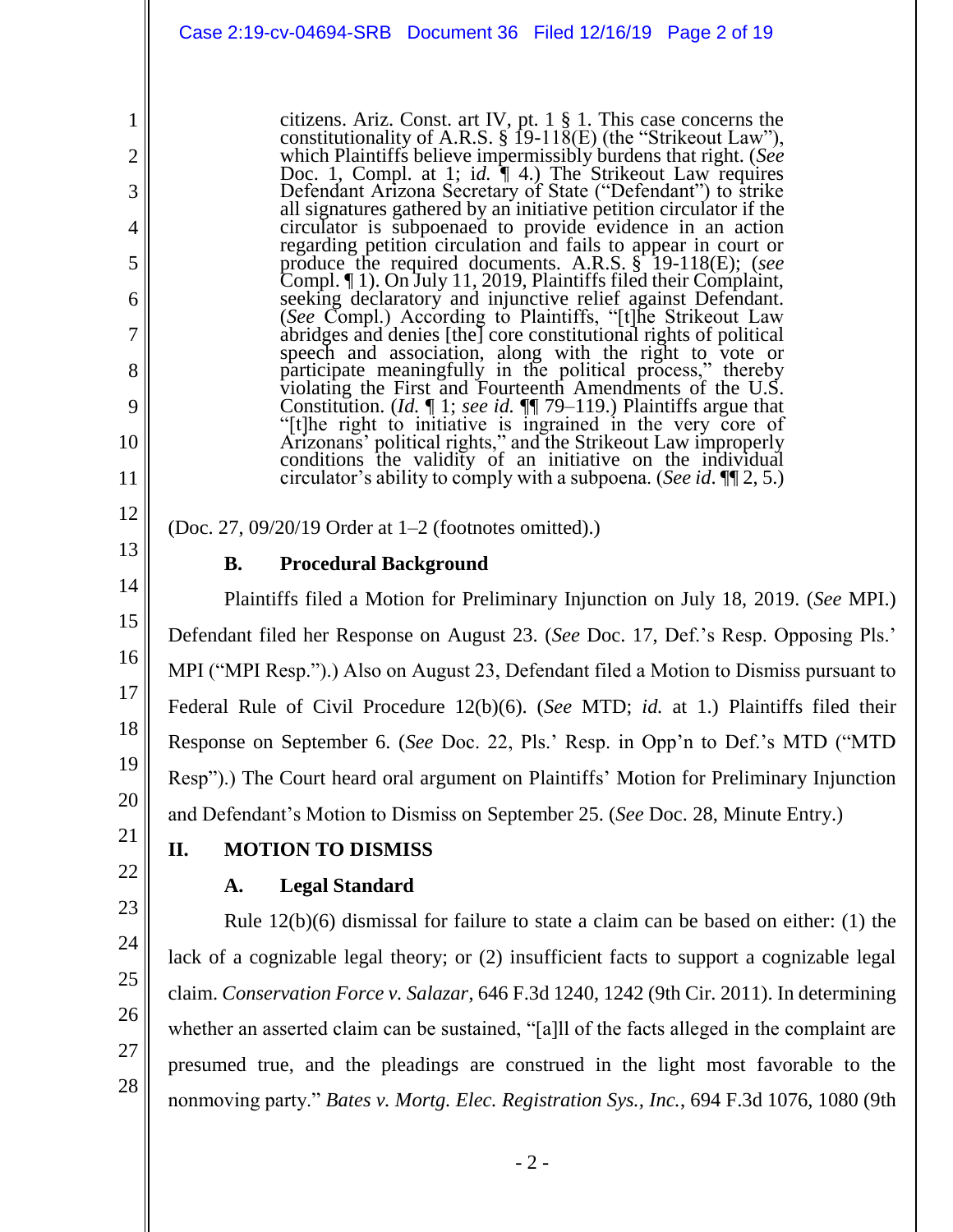> citizens. Ariz. Const. art IV, pt. 1 § 1. This case concerns the constitutionality of A.R.S. § 19-118(E) (the "Strikeout Law"), which Plaintiffs believe impermissibly burdens that right. (*See* Doc. 1, Compl. at 1; i*d.* ¶ 4.) The Strikeout Law requires Defendant Arizona Secretary of State ("Defendant") to strike all signatures gathered by an initiative petition circulator if the circulator is subpoenaed to provide evidence in an action regarding petition circulation and fails to appear in court or produce the required documents. A.R.S. § 19-118(E); (*see* Compl. ¶ 1). On July 11, 2019, Plaintiffs filed their Complaint, seeking declaratory and injunctive relief against Defendant. (*See* Compl.) According to Plaintiffs, "[t]he Strikeout Law abridges and denies [the] core constitutional rights of political speech and association, along with the right to vote or participate meaningfully in the political process," thereby violating the First and Fourteenth Amendments of the U.S. Constitution. (*Id.* ¶ 1; *see id.* ¶¶ 79–119.) Plaintiffs argue that "[t]he right to initiative is ingrained in the very core of Arizonans' political rights," and the Strikeout Law improperly conditions the validity of an initiative on the individual circulator's ability to comply with a subpoena. (*See id*. ¶¶ 2, 5.)

(Doc. 27, 09/20/19 Order at 1–2 (footnotes omitted).)

### B. Procedural Background

Plaintiffs filed a Motion for Preliminary Injunction on July 18, 2019. (*See* MPI.) Defendant filed her Response on August 23. (*See* Doc. 17, Def.'s Resp. Opposing Pls.' MPI ("MPI Resp.").) Also on August 23, Defendant filed a Motion to Dismiss pursuant to Federal Rule of Civil Procedure 12(b)(6). (*See* MTD; *id.* at 1.) Plaintiffs filed their Response on September 6. (*See* Doc. 22, Pls.' Resp. in Opp'n to Def.'s MTD ("MTD Resp").) The Court heard oral argument on Plaintiffs' Motion for Preliminary Injunction and Defendant's Motion to Dismiss on September 25. (*See* Doc. 28, Minute Entry.)

## II. MOTION TO DISMISS

### A. Legal Standard

Rule 12(b)(6) dismissal for failure to state a claim can be based on either: (1) the lack of a cognizable legal theory; or (2) insufficient facts to support a cognizable legal claim. *Conservation Force v. Salazar*, 646 F.3d 1240, 1242 (9th Cir. 2011). In determining whether an asserted claim can be sustained, "[a]ll of the facts alleged in the complaint are presumed true, and the pleadings are construed in the light most favorable to the nonmoving party." *Bates v. Mortg. Elec. Registration Sys., Inc.*, 694 F.3d 1076, 1080 (9th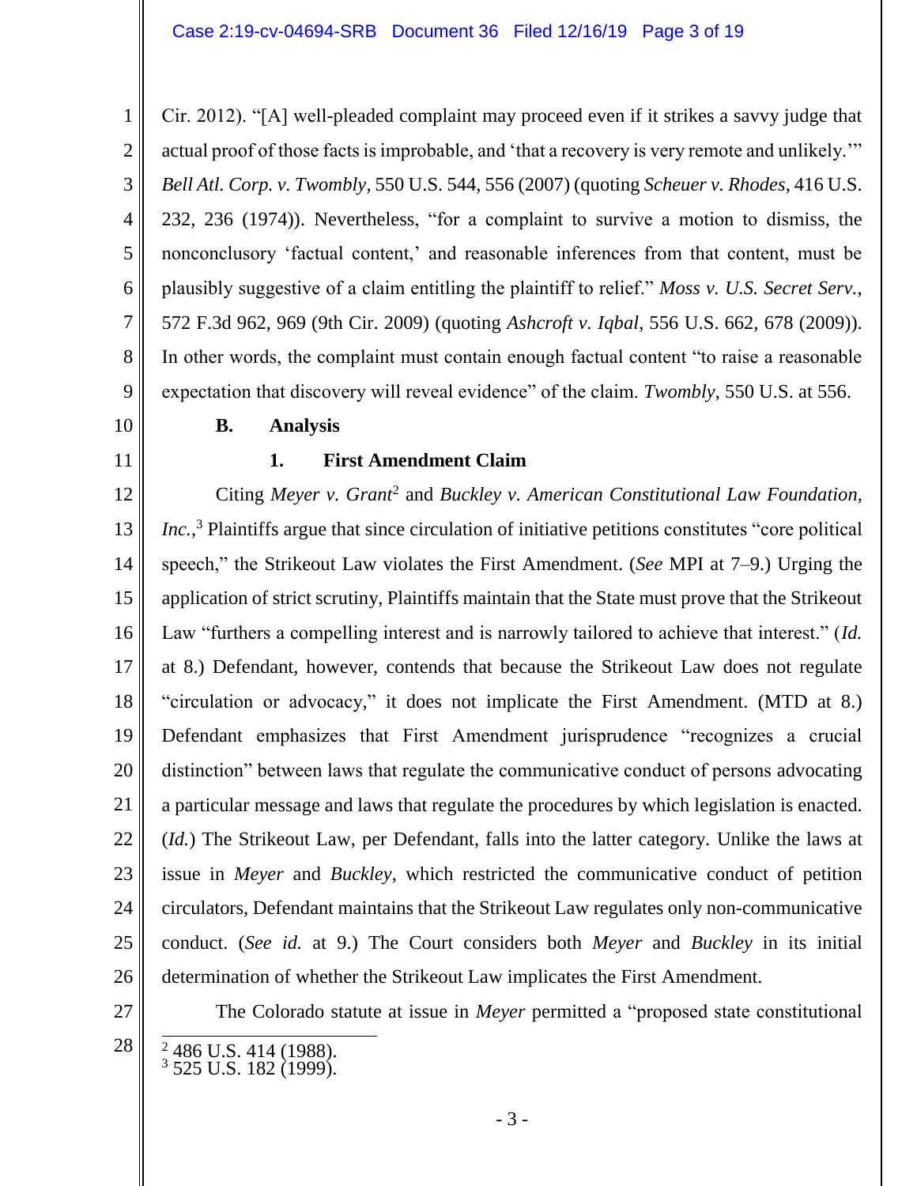Cir. 2012). "[A] well-pleaded complaint may proceed even if it strikes a savvy judge that actual proof of those facts is improbable, and 'that a recovery is very remote and unlikely.'" *Bell Atl. Corp. v. Twombly*, 550 U.S. 544, 556 (2007) (quoting *Scheuer v. Rhodes*, 416 U.S. 232, 236 (1974)). Nevertheless, "for a complaint to survive a motion to dismiss, the nonconclusory 'factual content,' and reasonable inferences from that content, must be plausibly suggestive of a claim entitling the plaintiff to relief." *Moss v. U.S. Secret Serv.*, 572 F.3d 962, 969 (9th Cir. 2009) (quoting *Ashcroft v. Iqbal*, 556 U.S. 662, 678 (2009)). In other words, the complaint must contain enough factual content "to raise a reasonable expectation that discovery will reveal evidence" of the claim. *Twombly*, 550 U.S. at 556.

### B. Analysis

#### 1. First Amendment Claim

Citing *Meyer v. Grant*[2] and *Buckley v. American Constitutional Law Foundation, Inc.*,[3] Plaintiffs argue that since circulation of initiative petitions constitutes "core political speech," the Strikeout Law violates the First Amendment. (*See* MPI at 7–9.) Urging the application of strict scrutiny, Plaintiffs maintain that the State must prove that the Strikeout Law "furthers a compelling interest and is narrowly tailored to achieve that interest." (*Id.* at 8.) Defendant, however, contends that because the Strikeout Law does not regulate "circulation or advocacy," it does not implicate the First Amendment. (MTD at 8.) Defendant emphasizes that First Amendment jurisprudence "recognizes a crucial distinction" between laws that regulate the communicative conduct of persons advocating a particular message and laws that regulate the procedures by which legislation is enacted. (*Id.*) The Strikeout Law, per Defendant, falls into the latter category. Unlike the laws at issue in *Meyer* and *Buckley*, which restricted the communicative conduct of petition circulators, Defendant maintains that the Strikeout Law regulates only non-communicative conduct. (*See id.* at 9.) The Court considers both *Meyer* and *Buckley* in its initial determination of whether the Strikeout Law implicates the First Amendment.

The Colorado statute at issue in *Meyer* permitted a "proposed state constitutional

---

[2] 486 U.S. 414 (1988).
[3] 525 U.S. 182 (1999).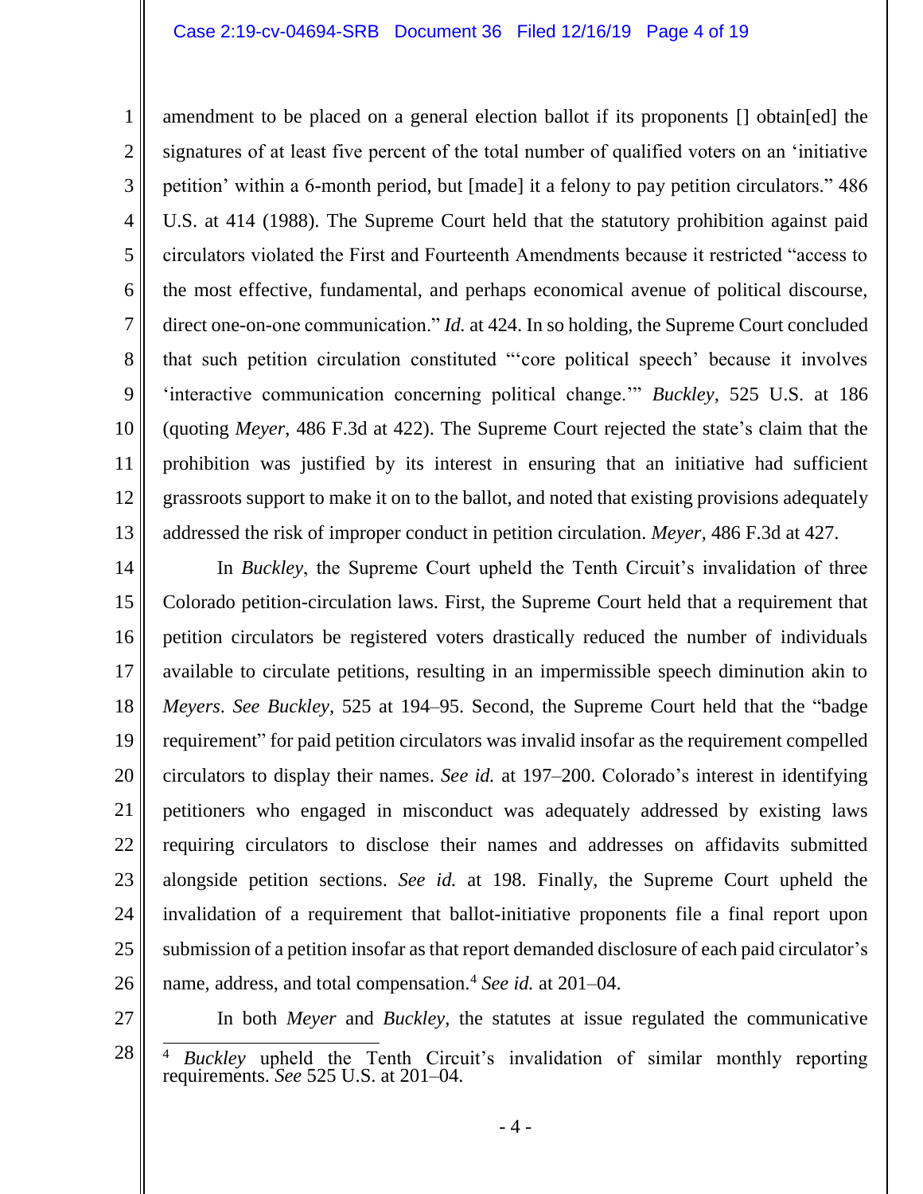amendment to be placed on a general election ballot if its proponents [] obtain[ed] the signatures of at least five percent of the total number of qualified voters on an 'initiative petition' within a 6-month period, but [made] it a felony to pay petition circulators." 486 U.S. at 414 (1988). The Supreme Court held that the statutory prohibition against paid circulators violated the First and Fourteenth Amendments because it restricted "access to the most effective, fundamental, and perhaps economical avenue of political discourse, direct one-on-one communication." *Id.* at 424. In so holding, the Supreme Court concluded that such petition circulation constituted "'core political speech' because it involves 'interactive communication concerning political change.'" *Buckley*, 525 U.S. at 186 (quoting *Meyer*, 486 F.3d at 422). The Supreme Court rejected the state's claim that the prohibition was justified by its interest in ensuring that an initiative had sufficient grassroots support to make it on to the ballot, and noted that existing provisions adequately addressed the risk of improper conduct in petition circulation. *Meyer*, 486 F.3d at 427.

In *Buckley*, the Supreme Court upheld the Tenth Circuit's invalidation of three Colorado petition-circulation laws. First, the Supreme Court held that a requirement that petition circulators be registered voters drastically reduced the number of individuals available to circulate petitions, resulting in an impermissible speech diminution akin to *Meyers*. *See Buckley*, 525 at 194–95. Second, the Supreme Court held that the "badge requirement" for paid petition circulators was invalid insofar as the requirement compelled circulators to display their names. *See id.* at 197–200. Colorado's interest in identifying petitioners who engaged in misconduct was adequately addressed by existing laws requiring circulators to disclose their names and addresses on affidavits submitted alongside petition sections. *See id.* at 198. Finally, the Supreme Court upheld the invalidation of a requirement that ballot-initiative proponents file a final report upon submission of a petition insofar as that report demanded disclosure of each paid circulator's name, address, and total compensation.[4] *See id.* at 201–04.

In both *Meyer* and *Buckley*, the statutes at issue regulated the communicative

---

[4] *Buckley* upheld the Tenth Circuit's invalidation of similar monthly reporting requirements. *See* 525 U.S. at 201–04.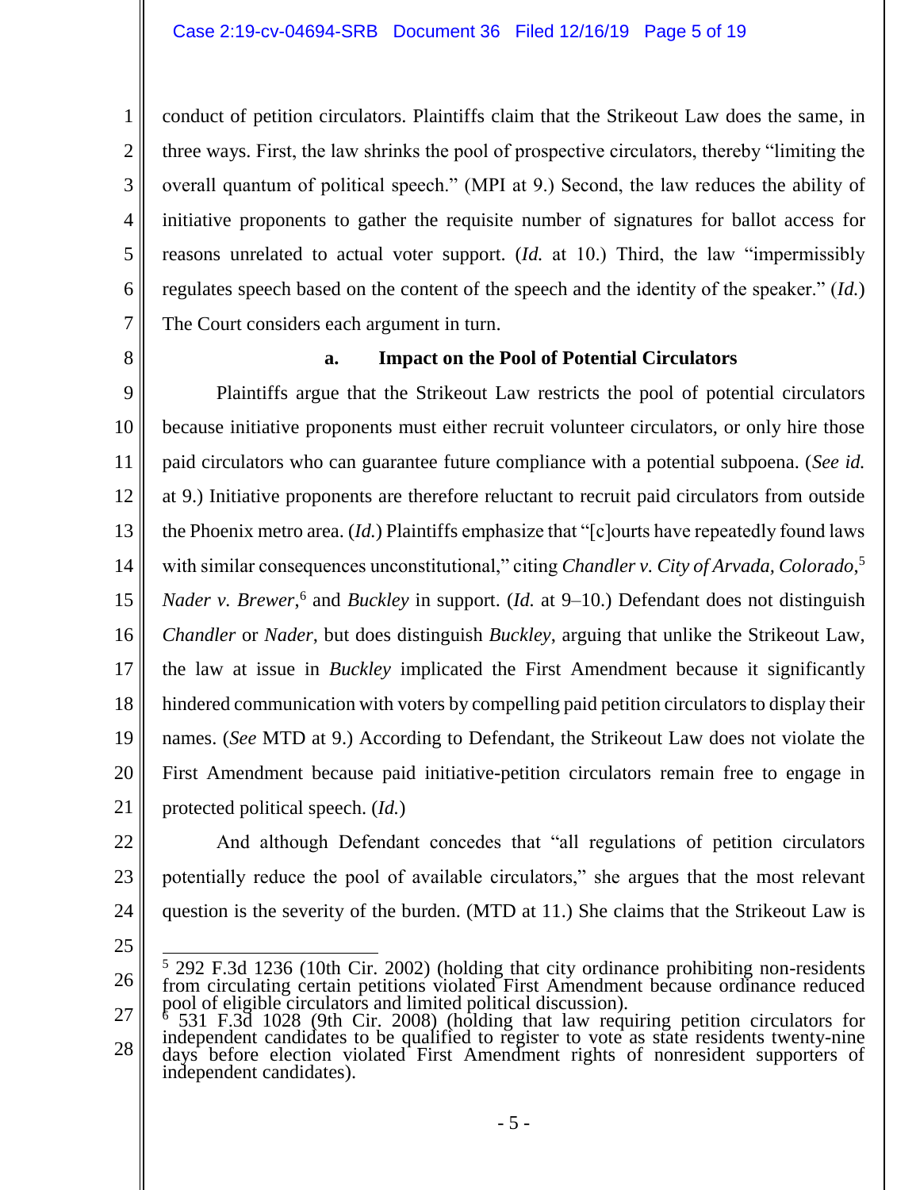conduct of petition circulators. Plaintiffs claim that the Strikeout Law does the same, in three ways. First, the law shrinks the pool of prospective circulators, thereby "limiting the overall quantum of political speech." (MPI at 9.) Second, the law reduces the ability of initiative proponents to gather the requisite number of signatures for ballot access for reasons unrelated to actual voter support. (*Id.* at 10.) Third, the law "impermissibly regulates speech based on the content of the speech and the identity of the speaker." (*Id.*) The Court considers each argument in turn.

**a. Impact on the Pool of Potential Circulators**

Plaintiffs argue that the Strikeout Law restricts the pool of potential circulators because initiative proponents must either recruit volunteer circulators, or only hire those paid circulators who can guarantee future compliance with a potential subpoena. (*See id.* at 9.) Initiative proponents are therefore reluctant to recruit paid circulators from outside the Phoenix metro area. (*Id.*) Plaintiffs emphasize that "[c]ourts have repeatedly found laws with similar consequences unconstitutional," citing *Chandler v. City of Arvada, Colorado*,[5] *Nader v. Brewer*,[6] and *Buckley* in support. (*Id.* at 9–10.) Defendant does not distinguish *Chandler* or *Nader*, but does distinguish *Buckley*, arguing that unlike the Strikeout Law, the law at issue in *Buckley* implicated the First Amendment because it significantly hindered communication with voters by compelling paid petition circulators to display their names. (*See* MTD at 9.) According to Defendant, the Strikeout Law does not violate the First Amendment because paid initiative-petition circulators remain free to engage in protected political speech. (*Id.*)

And although Defendant concedes that "all regulations of petition circulators potentially reduce the pool of available circulators," she argues that the most relevant question is the severity of the burden. (MTD at 11.) She claims that the Strikeout Law is

---

[5] 292 F.3d 1236 (10th Cir. 2002) (holding that city ordinance prohibiting non-residents from circulating certain petitions violated First Amendment because ordinance reduced pool of eligible circulators and limited political discussion).

[6] 531 F.3d 1028 (9th Cir. 2008) (holding that law requiring petition circulators for independent candidates to be qualified to register to vote as state residents twenty-nine days before election violated First Amendment rights of nonresident supporters of independent candidates).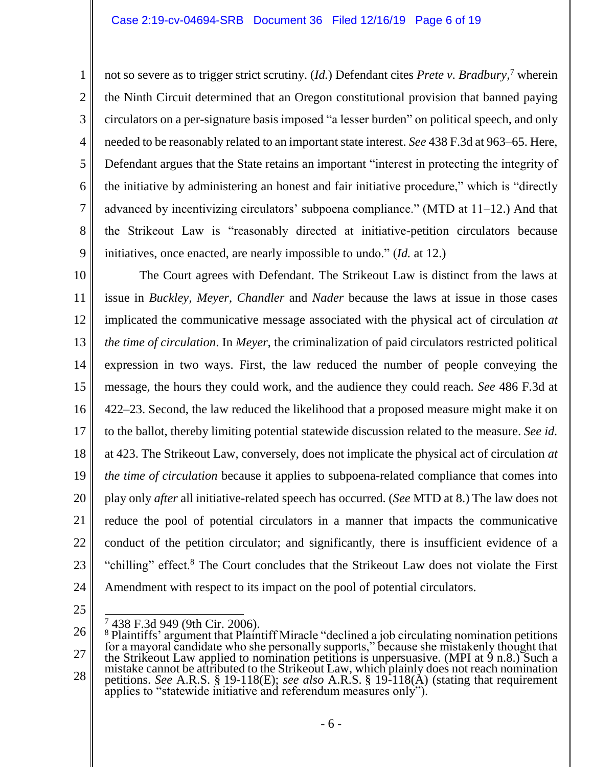not so severe as to trigger strict scrutiny. (*Id.*) Defendant cites *Prete v. Bradbury*,[7] wherein the Ninth Circuit determined that an Oregon constitutional provision that banned paying circulators on a per-signature basis imposed "a lesser burden" on political speech, and only needed to be reasonably related to an important state interest. *See* 438 F.3d at 963–65. Here, Defendant argues that the State retains an important "interest in protecting the integrity of the initiative by administering an honest and fair initiative procedure," which is "directly advanced by incentivizing circulators' subpoena compliance." (MTD at 11–12.) And that the Strikeout Law is "reasonably directed at initiative-petition circulators because initiatives, once enacted, are nearly impossible to undo." (*Id.* at 12.)

The Court agrees with Defendant. The Strikeout Law is distinct from the laws at issue in *Buckley*, *Meyer*, *Chandler* and *Nader* because the laws at issue in those cases implicated the communicative message associated with the physical act of circulation *at the time of circulation*. In *Meyer*, the criminalization of paid circulators restricted political expression in two ways. First, the law reduced the number of people conveying the message, the hours they could work, and the audience they could reach. *See* 486 F.3d at 422–23. Second, the law reduced the likelihood that a proposed measure might make it on to the ballot, thereby limiting potential statewide discussion related to the measure. *See id.* at 423. The Strikeout Law, conversely, does not implicate the physical act of circulation *at the time of circulation* because it applies to subpoena-related compliance that comes into play only *after* all initiative-related speech has occurred. (*See* MTD at 8.) The law does not reduce the pool of potential circulators in a manner that impacts the communicative conduct of the petition circulator; and significantly, there is insufficient evidence of a "chilling" effect.[8] The Court concludes that the Strikeout Law does not violate the First Amendment with respect to its impact on the pool of potential circulators.

---

[7] 438 F.3d 949 (9th Cir. 2006).

[8] Plaintiffs' argument that Plaintiff Miracle "declined a job circulating nomination petitions for a mayoral candidate who she personally supports," because she mistakenly thought that the Strikeout Law applied to nomination petitions is unpersuasive. (MPI at 9 n.8.) Such a mistake cannot be attributed to the Strikeout Law, which plainly does not reach nomination petitions. *See* A.R.S. § 19-118(E); *see also* A.R.S. § 19-118(A) (stating that requirement applies to "statewide initiative and referendum measures only").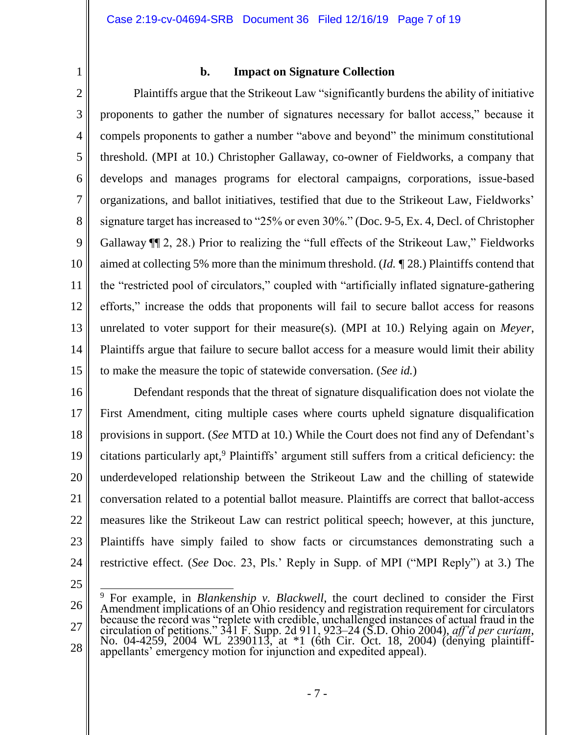### b. Impact on Signature Collection

Plaintiffs argue that the Strikeout Law "significantly burdens the ability of initiative proponents to gather the number of signatures necessary for ballot access," because it compels proponents to gather a number "above and beyond" the minimum constitutional threshold. (MPI at 10.) Christopher Gallaway, co-owner of Fieldworks, a company that develops and manages programs for electoral campaigns, corporations, issue-based organizations, and ballot initiatives, testified that due to the Strikeout Law, Fieldworks' signature target has increased to "25% or even 30%." (Doc. 9-5, Ex. 4, Decl. of Christopher Gallaway ¶¶ 2, 28.) Prior to realizing the "full effects of the Strikeout Law," Fieldworks aimed at collecting 5% more than the minimum threshold. (*Id.* ¶ 28.) Plaintiffs contend that the "restricted pool of circulators," coupled with "artificially inflated signature-gathering efforts," increase the odds that proponents will fail to secure ballot access for reasons unrelated to voter support for their measure(s). (MPI at 10.) Relying again on *Meyer*, Plaintiffs argue that failure to secure ballot access for a measure would limit their ability to make the measure the topic of statewide conversation. (*See id.*)

Defendant responds that the threat of signature disqualification does not violate the First Amendment, citing multiple cases where courts upheld signature disqualification provisions in support. (*See* MTD at 10.) While the Court does not find any of Defendant's citations particularly apt,[9] Plaintiffs' argument still suffers from a critical deficiency: the underdeveloped relationship between the Strikeout Law and the chilling of statewide conversation related to a potential ballot measure. Plaintiffs are correct that ballot-access measures like the Strikeout Law can restrict political speech; however, at this juncture, Plaintiffs have simply failed to show facts or circumstances demonstrating such a restrictive effect. (*See* Doc. 23, Pls.' Reply in Supp. of MPI ("MPI Reply") at 3.) The

---

[9] For example, in *Blankenship v. Blackwell*, the court declined to consider the First Amendment implications of an Ohio residency and registration requirement for circulators because the record was "replete with credible, unchallenged instances of actual fraud in the circulation of petitions." 341 F. Supp. 2d 911, 923–24 (S.D. Ohio 2004), *aff'd per curiam*, No. 04-4259, 2004 WL 2390113, at *1 (6th Cir. Oct. 18, 2004) (denying plaintiff-appellants' emergency motion for injunction and expedited appeal).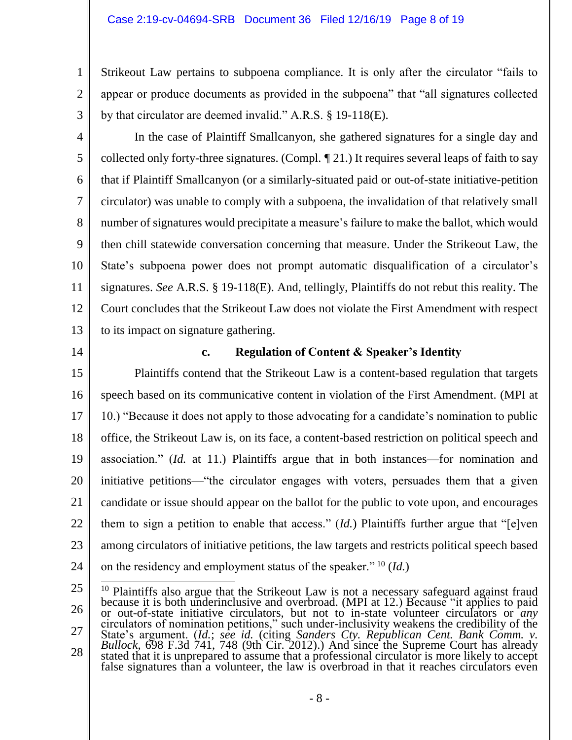Strikeout Law pertains to subpoena compliance. It is only after the circulator "fails to appear or produce documents as provided in the subpoena" that "all signatures collected by that circulator are deemed invalid." A.R.S. § 19-118(E).

In the case of Plaintiff Smallcanyon, she gathered signatures for a single day and collected only forty-three signatures. (Compl. ¶ 21.) It requires several leaps of faith to say that if Plaintiff Smallcanyon (or a similarly-situated paid or out-of-state initiative-petition circulator) was unable to comply with a subpoena, the invalidation of that relatively small number of signatures would precipitate a measure's failure to make the ballot, which would then chill statewide conversation concerning that measure. Under the Strikeout Law, the State's subpoena power does not prompt automatic disqualification of a circulator's signatures. *See* A.R.S. § 19-118(E). And, tellingly, Plaintiffs do not rebut this reality. The Court concludes that the Strikeout Law does not violate the First Amendment with respect to its impact on signature gathering.

#### c. Regulation of Content & Speaker's Identity

Plaintiffs contend that the Strikeout Law is a content-based regulation that targets speech based on its communicative content in violation of the First Amendment. (MPI at 10.) "Because it does not apply to those advocating for a candidate's nomination to public office, the Strikeout Law is, on its face, a content-based restriction on political speech and association." (*Id.* at 11.) Plaintiffs argue that in both instances—for nomination and initiative petitions—"the circulator engages with voters, persuades them that a given candidate or issue should appear on the ballot for the public to vote upon, and encourages them to sign a petition to enable that access." (*Id.*) Plaintiffs further argue that "[e]ven among circulators of initiative petitions, the law targets and restricts political speech based on the residency and employment status of the speaker." [10] (*Id.*)

---

[10] Plaintiffs also argue that the Strikeout Law is not a necessary safeguard against fraud because it is both underinclusive and overbroad. (MPI at 12.) Because "it applies to paid or out-of-state initiative circulators, but not to in-state volunteer circulators or *any* circulators of nomination petitions," such under-inclusivity weakens the credibility of the State's argument. (*Id.*; *see id.* (citing *Sanders Cty. Republican Cent. Bank Comm. v. Bullock*, 698 F.3d 741, 748 (9th Cir. 2012).) And since the Supreme Court has already stated that it is unprepared to assume that a professional circulator is more likely to accept false signatures than a volunteer, the law is overbroad in that it reaches circulators even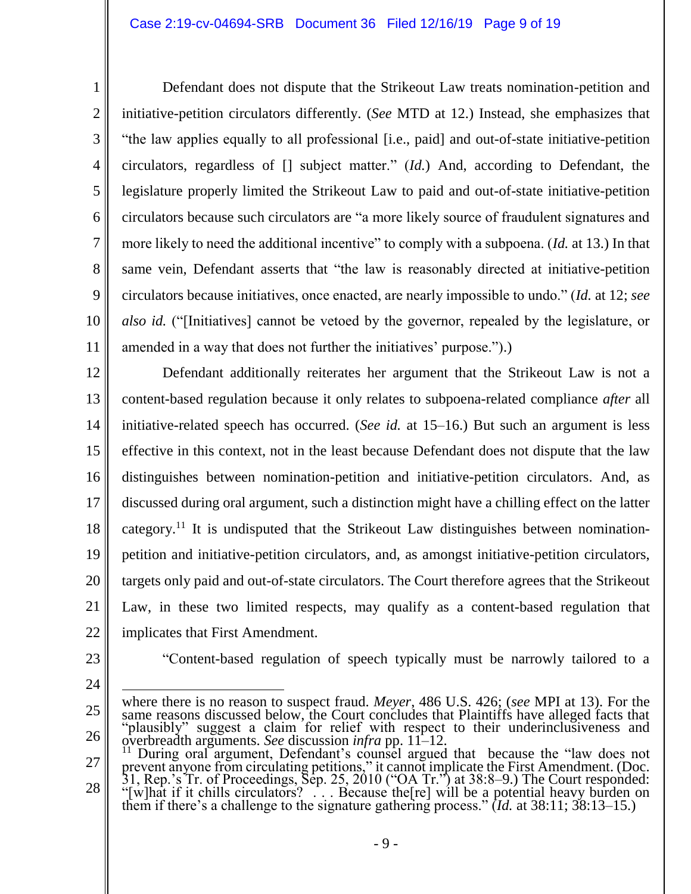Defendant does not dispute that the Strikeout Law treats nomination-petition and initiative-petition circulators differently. (*See* MTD at 12.) Instead, she emphasizes that "the law applies equally to all professional [i.e., paid] and out-of-state initiative-petition circulators, regardless of [] subject matter." (*Id.*) And, according to Defendant, the legislature properly limited the Strikeout Law to paid and out-of-state initiative-petition circulators because such circulators are "a more likely source of fraudulent signatures and more likely to need the additional incentive" to comply with a subpoena. (*Id.* at 13.) In that same vein, Defendant asserts that "the law is reasonably directed at initiative-petition circulators because initiatives, once enacted, are nearly impossible to undo." (*Id.* at 12; *see also id.* ("[Initiatives] cannot be vetoed by the governor, repealed by the legislature, or amended in a way that does not further the initiatives' purpose.").)

Defendant additionally reiterates her argument that the Strikeout Law is not a content-based regulation because it only relates to subpoena-related compliance *after* all initiative-related speech has occurred. (*See id.* at 15–16.) But such an argument is less effective in this context, not in the least because Defendant does not dispute that the law distinguishes between nomination-petition and initiative-petition circulators. And, as discussed during oral argument, such a distinction might have a chilling effect on the latter category.[11] It is undisputed that the Strikeout Law distinguishes between nomination-petition and initiative-petition circulators, and, as amongst initiative-petition circulators, targets only paid and out-of-state circulators. The Court therefore agrees that the Strikeout Law, in these two limited respects, may qualify as a content-based regulation that implicates that First Amendment.

"Content-based regulation of speech typically must be narrowly tailored to a

---

where there is no reason to suspect fraud. *Meyer*, 486 U.S. 426; (*see* MPI at 13). For the same reasons discussed below, the Court concludes that Plaintiffs have alleged facts that "plausibly" suggest a claim for relief with respect to their underinclusiveness and overbreadth arguments. *See* discussion *infra* pp. 11–12.

[11] During oral argument, Defendant's counsel argued that because the "law does not prevent anyone from circulating petitions," it cannot implicate the First Amendment. (Doc. 31, Rep.'s Tr. of Proceedings, Sep. 25, 2010 ("OA Tr.") at 38:8–9.) The Court responded: "[w]hat if it chills circulators? . . . Because the[re] will be a potential heavy burden on them if there's a challenge to the signature gathering process." (*Id.* at 38:11; 38:13–15.)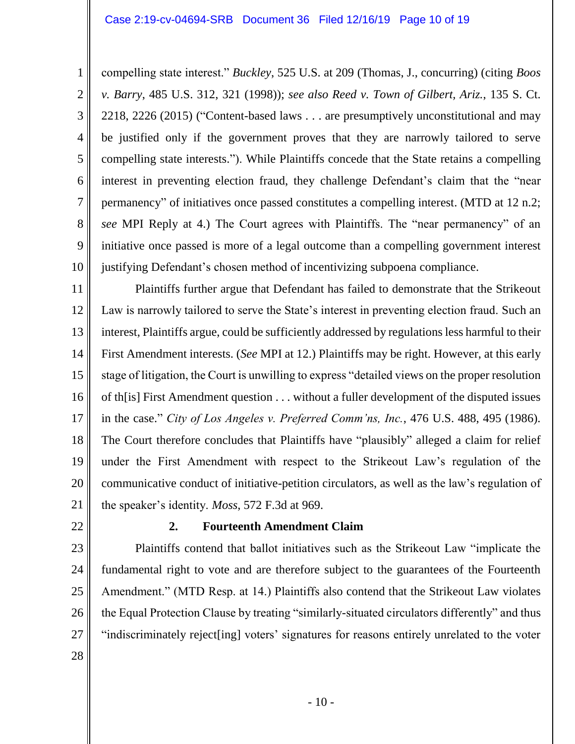compelling state interest." *Buckley*, 525 U.S. at 209 (Thomas, J., concurring) (citing *Boos v. Barry*, 485 U.S. 312, 321 (1998)); *see also Reed v. Town of Gilbert, Ariz.*, 135 S. Ct. 2218, 2226 (2015) ("Content-based laws . . . are presumptively unconstitutional and may be justified only if the government proves that they are narrowly tailored to serve compelling state interests."). While Plaintiffs concede that the State retains a compelling interest in preventing election fraud, they challenge Defendant's claim that the "near permanency" of initiatives once passed constitutes a compelling interest. (MTD at 12 n.2; *see* MPI Reply at 4.) The Court agrees with Plaintiffs. The "near permanency" of an initiative once passed is more of a legal outcome than a compelling government interest justifying Defendant's chosen method of incentivizing subpoena compliance.

Plaintiffs further argue that Defendant has failed to demonstrate that the Strikeout Law is narrowly tailored to serve the State's interest in preventing election fraud. Such an interest, Plaintiffs argue, could be sufficiently addressed by regulations less harmful to their First Amendment interests. (*See* MPI at 12.) Plaintiffs may be right. However, at this early stage of litigation, the Court is unwilling to express "detailed views on the proper resolution of th[is] First Amendment question . . . without a fuller development of the disputed issues in the case." *City of Los Angeles v. Preferred Comm'ns, Inc.*, 476 U.S. 488, 495 (1986). The Court therefore concludes that Plaintiffs have "plausibly" alleged a claim for relief under the First Amendment with respect to the Strikeout Law's regulation of the communicative conduct of initiative-petition circulators, as well as the law's regulation of the speaker's identity. *Moss*, 572 F.3d at 969.

### 2. Fourteenth Amendment Claim

Plaintiffs contend that ballot initiatives such as the Strikeout Law "implicate the fundamental right to vote and are therefore subject to the guarantees of the Fourteenth Amendment." (MTD Resp. at 14.) Plaintiffs also contend that the Strikeout Law violates the Equal Protection Clause by treating "similarly-situated circulators differently" and thus "indiscriminately reject[ing] voters' signatures for reasons entirely unrelated to the voter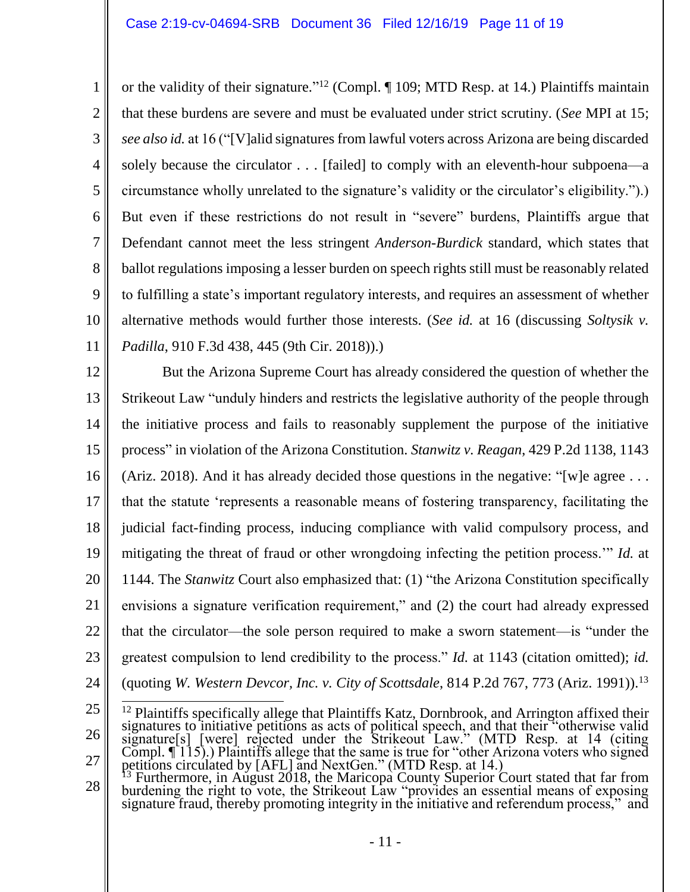or the validity of their signature."[12] (Compl. ¶ 109; MTD Resp. at 14.) Plaintiffs maintain that these burdens are severe and must be evaluated under strict scrutiny. (*See* MPI at 15; *see also id.* at 16 ("[V]alid signatures from lawful voters across Arizona are being discarded solely because the circulator . . . [failed] to comply with an eleventh-hour subpoena—a circumstance wholly unrelated to the signature's validity or the circulator's eligibility.").) But even if these restrictions do not result in "severe" burdens, Plaintiffs argue that Defendant cannot meet the less stringent *Anderson-Burdick* standard, which states that ballot regulations imposing a lesser burden on speech rights still must be reasonably related to fulfilling a state's important regulatory interests, and requires an assessment of whether alternative methods would further those interests. (*See id.* at 16 (discussing *Soltysik v. Padilla*, 910 F.3d 438, 445 (9th Cir. 2018)).)

But the Arizona Supreme Court has already considered the question of whether the Strikeout Law "unduly hinders and restricts the legislative authority of the people through the initiative process and fails to reasonably supplement the purpose of the initiative process" in violation of the Arizona Constitution. *Stanwitz v. Reagan*, 429 P.2d 1138, 1143 (Ariz. 2018). And it has already decided those questions in the negative: "[w]e agree . . . that the statute 'represents a reasonable means of fostering transparency, facilitating the judicial fact-finding process, inducing compliance with valid compulsory process, and mitigating the threat of fraud or other wrongdoing infecting the petition process.'" *Id.* at 1144. The *Stanwitz* Court also emphasized that: (1) "the Arizona Constitution specifically envisions a signature verification requirement," and (2) the court had already expressed that the circulator—the sole person required to make a sworn statement—is "under the greatest compulsion to lend credibility to the process." *Id.* at 1143 (citation omitted); *id.* (quoting *W. Western Devcor, Inc. v. City of Scottsdale*, 814 P.2d 767, 773 (Ariz. 1991)).[13]

---

[12] Plaintiffs specifically allege that Plaintiffs Katz, Dornbrook, and Arrington affixed their signatures to initiative petitions as acts of political speech, and that their "otherwise valid signature[s] [were] rejected under the Strikeout Law." (MTD Resp. at 14 (citing Compl. ¶ 115).) Plaintiffs allege that the same is true for "other Arizona voters who signed petitions circulated by [AFL] and NextGen." (MTD Resp. at 14.)

[13] Furthermore, in August 2018, the Maricopa County Superior Court stated that far from burdening the right to vote, the Strikeout Law "provides an essential means of exposing signature fraud, thereby promoting integrity in the initiative and referendum process," and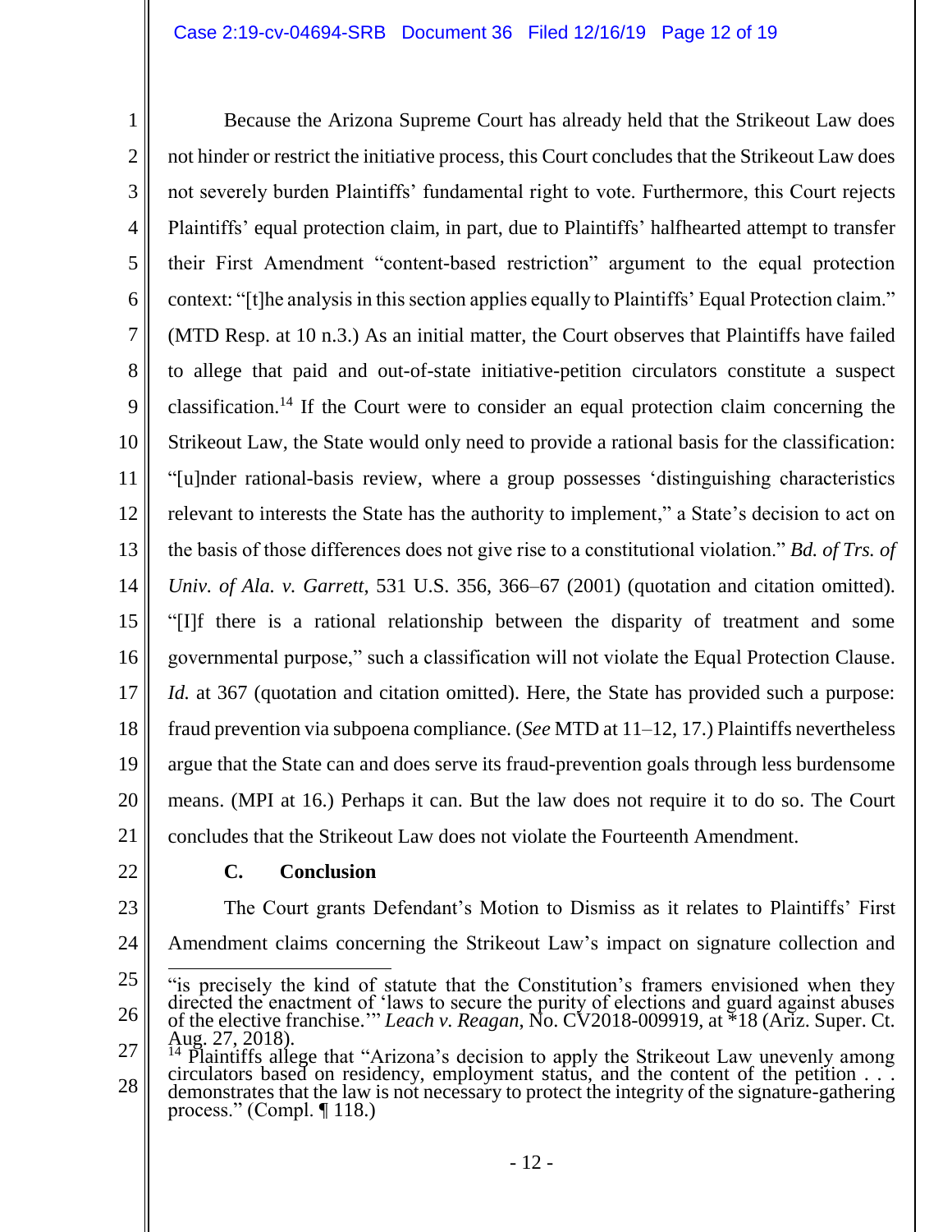Because the Arizona Supreme Court has already held that the Strikeout Law does not hinder or restrict the initiative process, this Court concludes that the Strikeout Law does not severely burden Plaintiffs' fundamental right to vote. Furthermore, this Court rejects Plaintiffs' equal protection claim, in part, due to Plaintiffs' halfhearted attempt to transfer their First Amendment "content-based restriction" argument to the equal protection context: "[t]he analysis in this section applies equally to Plaintiffs' Equal Protection claim." (MTD Resp. at 10 n.3.) As an initial matter, the Court observes that Plaintiffs have failed to allege that paid and out-of-state initiative-petition circulators constitute a suspect classification.[14] If the Court were to consider an equal protection claim concerning the Strikeout Law, the State would only need to provide a rational basis for the classification: "[u]nder rational-basis review, where a group possesses 'distinguishing characteristics relevant to interests the State has the authority to implement," a State's decision to act on the basis of those differences does not give rise to a constitutional violation." *Bd. of Trs. of Univ. of Ala. v. Garrett*, 531 U.S. 356, 366–67 (2001) (quotation and citation omitted). "[I]f there is a rational relationship between the disparity of treatment and some governmental purpose," such a classification will not violate the Equal Protection Clause. *Id.* at 367 (quotation and citation omitted). Here, the State has provided such a purpose: fraud prevention via subpoena compliance. (*See* MTD at 11–12, 17.) Plaintiffs nevertheless argue that the State can and does serve its fraud-prevention goals through less burdensome means. (MPI at 16.) Perhaps it can. But the law does not require it to do so. The Court concludes that the Strikeout Law does not violate the Fourteenth Amendment.

**C. Conclusion**

The Court grants Defendant's Motion to Dismiss as it relates to Plaintiffs' First Amendment claims concerning the Strikeout Law's impact on signature collection and

---

"is precisely the kind of statute that the Constitution's framers envisioned when they directed the enactment of 'laws to secure the purity of elections and guard against abuses of the elective franchise.'" *Leach v. Reagan*, No. CV2018-009919, at *18 (Ariz. Super. Ct. Aug. 27, 2018).

[14] Plaintiffs allege that "Arizona's decision to apply the Strikeout Law unevenly among circulators based on residency, employment status, and the content of the petition . . . demonstrates that the law is not necessary to protect the integrity of the signature-gathering process." (Compl. ¶ 118.)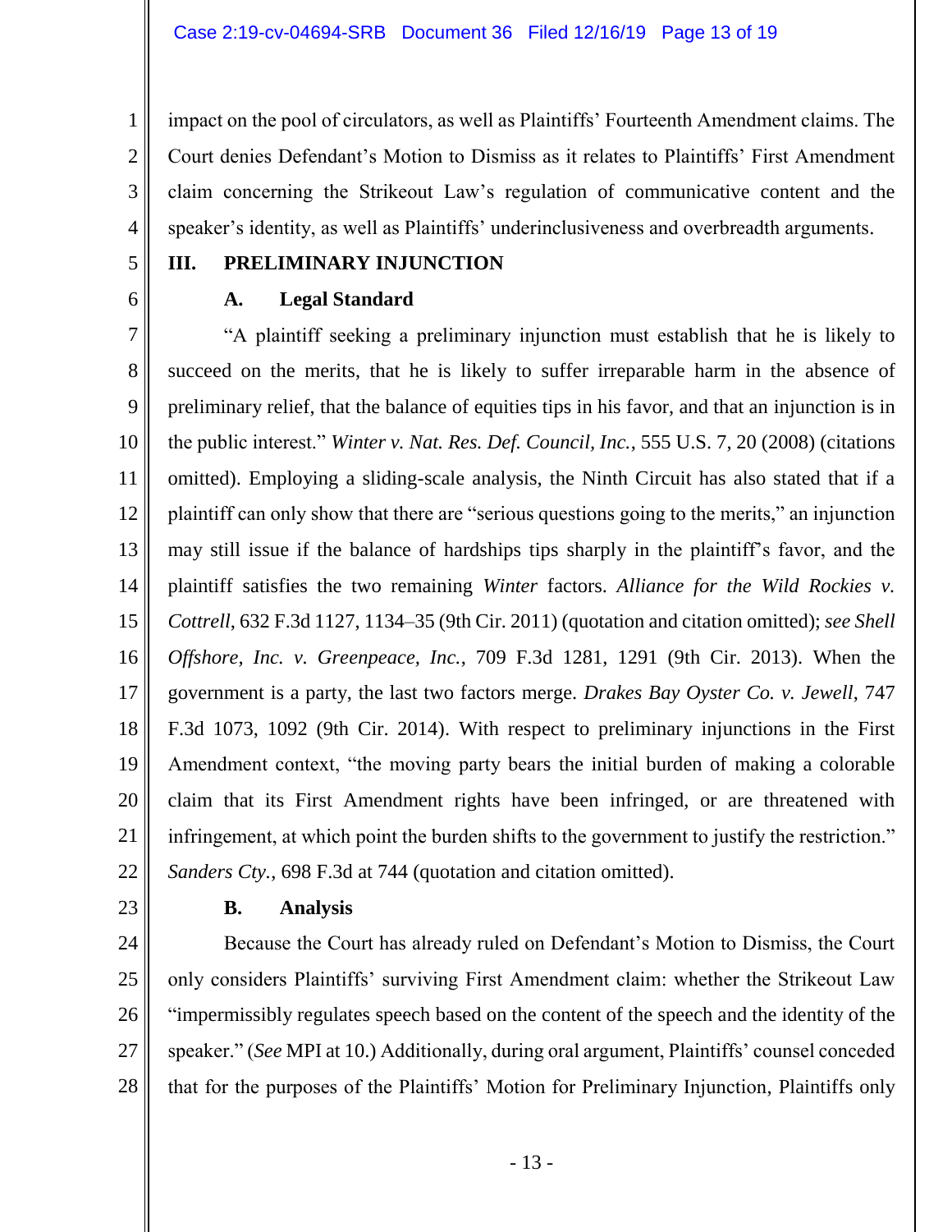impact on the pool of circulators, as well as Plaintiffs' Fourteenth Amendment claims. The Court denies Defendant's Motion to Dismiss as it relates to Plaintiffs' First Amendment claim concerning the Strikeout Law's regulation of communicative content and the speaker's identity, as well as Plaintiffs' underinclusiveness and overbreadth arguments.

## III. PRELIMINARY INJUNCTION

### A. Legal Standard

"A plaintiff seeking a preliminary injunction must establish that he is likely to succeed on the merits, that he is likely to suffer irreparable harm in the absence of preliminary relief, that the balance of equities tips in his favor, and that an injunction is in the public interest." *Winter v. Nat. Res. Def. Council, Inc.*, 555 U.S. 7, 20 (2008) (citations omitted). Employing a sliding-scale analysis, the Ninth Circuit has also stated that if a plaintiff can only show that there are "serious questions going to the merits," an injunction may still issue if the balance of hardships tips sharply in the plaintiff's favor, and the plaintiff satisfies the two remaining *Winter* factors. *Alliance for the Wild Rockies v. Cottrell*, 632 F.3d 1127, 1134–35 (9th Cir. 2011) (quotation and citation omitted); *see Shell Offshore, Inc. v. Greenpeace, Inc.*, 709 F.3d 1281, 1291 (9th Cir. 2013). When the government is a party, the last two factors merge. *Drakes Bay Oyster Co. v. Jewell*, 747 F.3d 1073, 1092 (9th Cir. 2014). With respect to preliminary injunctions in the First Amendment context, "the moving party bears the initial burden of making a colorable claim that its First Amendment rights have been infringed, or are threatened with infringement, at which point the burden shifts to the government to justify the restriction." *Sanders Cty.*, 698 F.3d at 744 (quotation and citation omitted).

### B. Analysis

Because the Court has already ruled on Defendant's Motion to Dismiss, the Court only considers Plaintiffs' surviving First Amendment claim: whether the Strikeout Law "impermissibly regulates speech based on the content of the speech and the identity of the speaker." (*See* MPI at 10.) Additionally, during oral argument, Plaintiffs' counsel conceded that for the purposes of the Plaintiffs' Motion for Preliminary Injunction, Plaintiffs only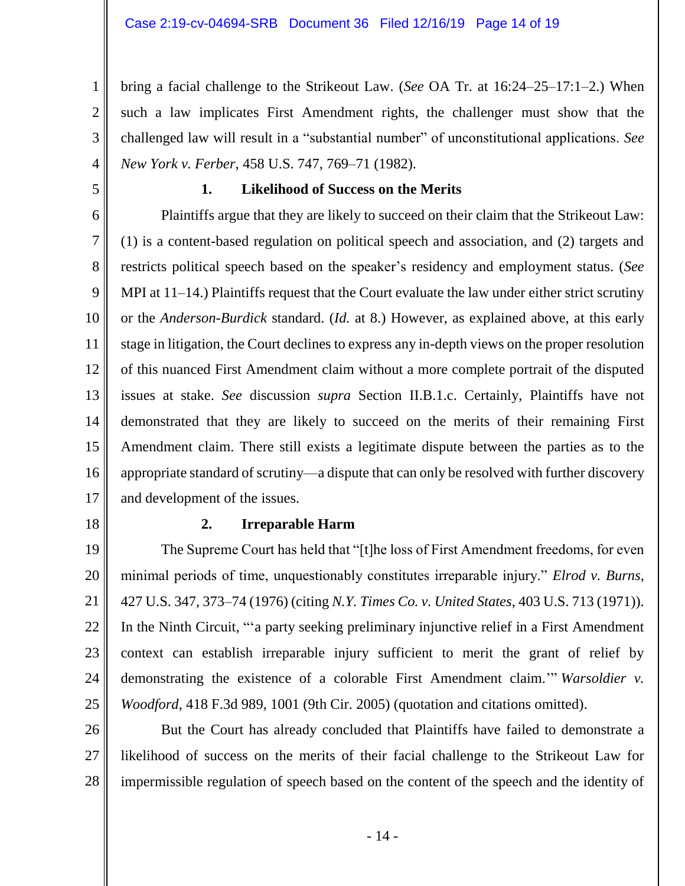bring a facial challenge to the Strikeout Law. (*See* OA Tr. at 16:24–25–17:1–2.) When such a law implicates First Amendment rights, the challenger must show that the challenged law will result in a "substantial number" of unconstitutional applications. *See New York v. Ferber*, 458 U.S. 747, 769–71 (1982).

### 1. Likelihood of Success on the Merits

Plaintiffs argue that they are likely to succeed on their claim that the Strikeout Law: (1) is a content-based regulation on political speech and association, and (2) targets and restricts political speech based on the speaker's residency and employment status. (*See* MPI at 11–14.) Plaintiffs request that the Court evaluate the law under either strict scrutiny or the *Anderson-Burdick* standard. (*Id.* at 8.) However, as explained above, at this early stage in litigation, the Court declines to express any in-depth views on the proper resolution of this nuanced First Amendment claim without a more complete portrait of the disputed issues at stake. *See* discussion *supra* Section II.B.1.c. Certainly, Plaintiffs have not demonstrated that they are likely to succeed on the merits of their remaining First Amendment claim. There still exists a legitimate dispute between the parties as to the appropriate standard of scrutiny—a dispute that can only be resolved with further discovery and development of the issues.

### 2. Irreparable Harm

The Supreme Court has held that "[t]he loss of First Amendment freedoms, for even minimal periods of time, unquestionably constitutes irreparable injury." *Elrod v. Burns*, 427 U.S. 347, 373–74 (1976) (citing *N.Y. Times Co. v. United States*, 403 U.S. 713 (1971)). In the Ninth Circuit, "'a party seeking preliminary injunctive relief in a First Amendment context can establish irreparable injury sufficient to merit the grant of relief by demonstrating the existence of a colorable First Amendment claim.'" *Warsoldier v. Woodford*, 418 F.3d 989, 1001 (9th Cir. 2005) (quotation and citations omitted).

But the Court has already concluded that Plaintiffs have failed to demonstrate a likelihood of success on the merits of their facial challenge to the Strikeout Law for impermissible regulation of speech based on the content of the speech and the identity of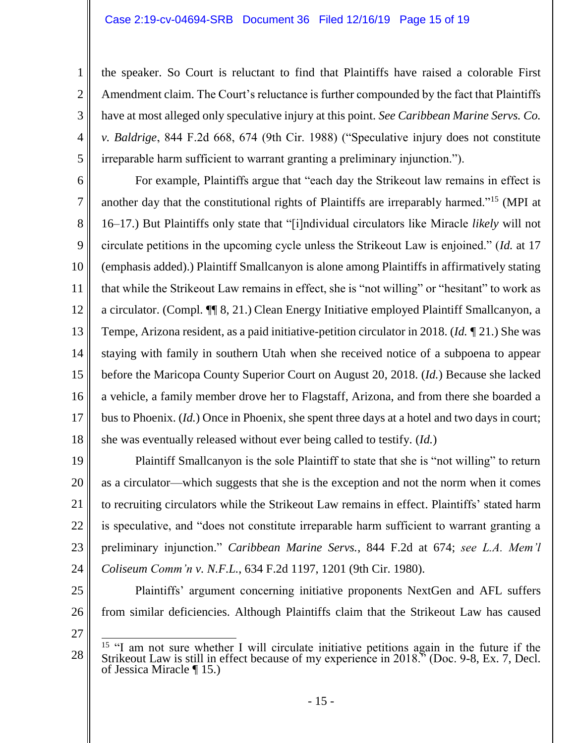the speaker. So Court is reluctant to find that Plaintiffs have raised a colorable First Amendment claim. The Court's reluctance is further compounded by the fact that Plaintiffs have at most alleged only speculative injury at this point. *See Caribbean Marine Servs. Co. v. Baldrige*, 844 F.2d 668, 674 (9th Cir. 1988) ("Speculative injury does not constitute irreparable harm sufficient to warrant granting a preliminary injunction.").

For example, Plaintiffs argue that "each day the Strikeout law remains in effect is another day that the constitutional rights of Plaintiffs are irreparably harmed."[15] (MPI at 16–17.) But Plaintiffs only state that "[i]ndividual circulators like Miracle *likely* will not circulate petitions in the upcoming cycle unless the Strikeout Law is enjoined." (*Id.* at 17 (emphasis added).) Plaintiff Smallcanyon is alone among Plaintiffs in affirmatively stating that while the Strikeout Law remains in effect, she is "not willing" or "hesitant" to work as a circulator. (Compl. ¶¶ 8, 21.) Clean Energy Initiative employed Plaintiff Smallcanyon, a Tempe, Arizona resident, as a paid initiative-petition circulator in 2018. (*Id.* ¶ 21.) She was staying with family in southern Utah when she received notice of a subpoena to appear before the Maricopa County Superior Court on August 20, 2018. (*Id.*) Because she lacked a vehicle, a family member drove her to Flagstaff, Arizona, and from there she boarded a bus to Phoenix. (*Id.*) Once in Phoenix, she spent three days at a hotel and two days in court; she was eventually released without ever being called to testify. (*Id.*)

Plaintiff Smallcanyon is the sole Plaintiff to state that she is "not willing" to return as a circulator—which suggests that she is the exception and not the norm when it comes to recruiting circulators while the Strikeout Law remains in effect. Plaintiffs' stated harm is speculative, and "does not constitute irreparable harm sufficient to warrant granting a preliminary injunction." *Caribbean Marine Servs.*, 844 F.2d at 674; *see L.A. Mem'l Coliseum Comm'n v. N.F.L.*, 634 F.2d 1197, 1201 (9th Cir. 1980).

Plaintiffs' argument concerning initiative proponents NextGen and AFL suffers from similar deficiencies. Although Plaintiffs claim that the Strikeout Law has caused

---

[15] "I am not sure whether I will circulate initiative petitions again in the future if the Strikeout Law is still in effect because of my experience in 2018." (Doc. 9-8, Ex. 7, Decl. of Jessica Miracle ¶ 15.)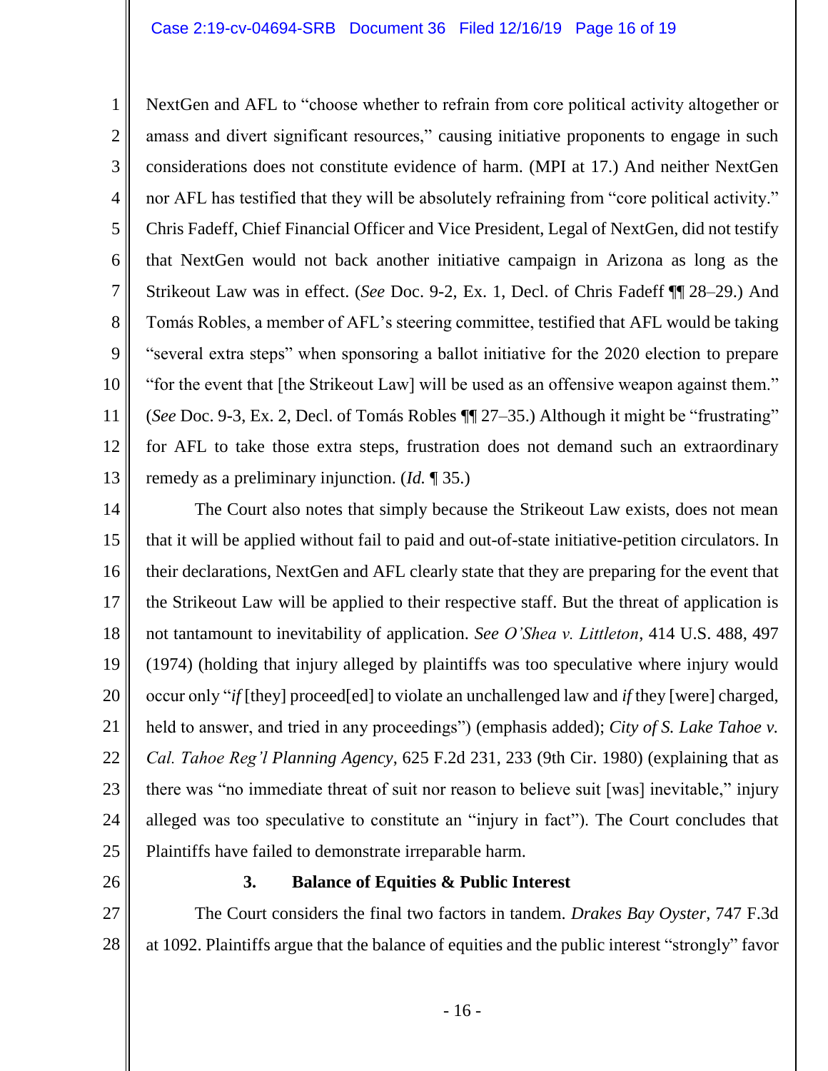NextGen and AFL to "choose whether to refrain from core political activity altogether or amass and divert significant resources," causing initiative proponents to engage in such considerations does not constitute evidence of harm. (MPI at 17.) And neither NextGen nor AFL has testified that they will be absolutely refraining from "core political activity." Chris Fadeff, Chief Financial Officer and Vice President, Legal of NextGen, did not testify that NextGen would not back another initiative campaign in Arizona as long as the Strikeout Law was in effect. (*See* Doc. 9-2, Ex. 1, Decl. of Chris Fadeff ¶¶ 28–29.) And Tomás Robles, a member of AFL's steering committee, testified that AFL would be taking "several extra steps" when sponsoring a ballot initiative for the 2020 election to prepare "for the event that [the Strikeout Law] will be used as an offensive weapon against them." (*See* Doc. 9-3, Ex. 2, Decl. of Tomás Robles ¶¶ 27–35.) Although it might be "frustrating" for AFL to take those extra steps, frustration does not demand such an extraordinary remedy as a preliminary injunction. (*Id.* ¶ 35.)

The Court also notes that simply because the Strikeout Law exists, does not mean that it will be applied without fail to paid and out-of-state initiative-petition circulators. In their declarations, NextGen and AFL clearly state that they are preparing for the event that the Strikeout Law will be applied to their respective staff. But the threat of application is not tantamount to inevitability of application. *See O'Shea v. Littleton*, 414 U.S. 488, 497 (1974) (holding that injury alleged by plaintiffs was too speculative where injury would occur only "*if* [they] proceed[ed] to violate an unchallenged law and *if* they [were] charged, held to answer, and tried in any proceedings") (emphasis added); *City of S. Lake Tahoe v. Cal. Tahoe Reg'l Planning Agency*, 625 F.2d 231, 233 (9th Cir. 1980) (explaining that as there was "no immediate threat of suit nor reason to believe suit [was] inevitable," injury alleged was too speculative to constitute an "injury in fact"). The Court concludes that Plaintiffs have failed to demonstrate irreparable harm.

### 3. Balance of Equities & Public Interest

The Court considers the final two factors in tandem. *Drakes Bay Oyster*, 747 F.3d at 1092. Plaintiffs argue that the balance of equities and the public interest "strongly" favor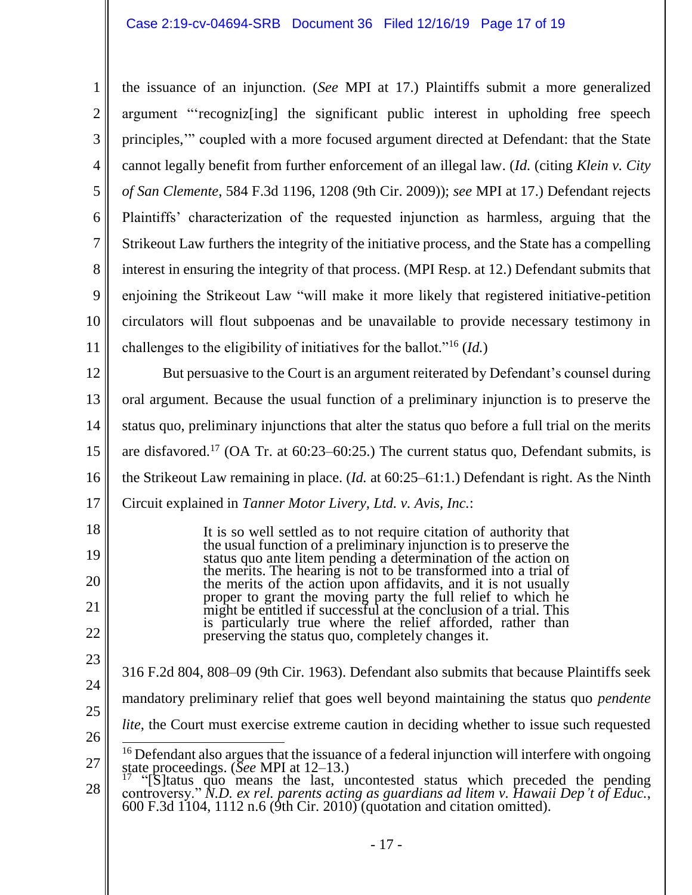the issuance of an injunction. (*See* MPI at 17.) Plaintiffs submit a more generalized argument "'recogniz[ing] the significant public interest in upholding free speech principles,'" coupled with a more focused argument directed at Defendant: that the State cannot legally benefit from further enforcement of an illegal law. (*Id.* (citing *Klein v. City of San Clemente*, 584 F.3d 1196, 1208 (9th Cir. 2009)); *see* MPI at 17.) Defendant rejects Plaintiffs' characterization of the requested injunction as harmless, arguing that the Strikeout Law furthers the integrity of the initiative process, and the State has a compelling interest in ensuring the integrity of that process. (MPI Resp. at 12.) Defendant submits that enjoining the Strikeout Law "will make it more likely that registered initiative-petition circulators will flout subpoenas and be unavailable to provide necessary testimony in challenges to the eligibility of initiatives for the ballot."[16] (*Id.*)

But persuasive to the Court is an argument reiterated by Defendant's counsel during oral argument. Because the usual function of a preliminary injunction is to preserve the status quo, preliminary injunctions that alter the status quo before a full trial on the merits are disfavored.[17] (OA Tr. at 60:23–60:25.) The current status quo, Defendant submits, is the Strikeout Law remaining in place. (*Id.* at 60:25–61:1.) Defendant is right. As the Ninth Circuit explained in *Tanner Motor Livery, Ltd. v. Avis, Inc.*:

> It is so well settled as to not require citation of authority that the usual function of a preliminary injunction is to preserve the status quo ante litem pending a determination of the action on the merits. The hearing is not to be transformed into a trial of the merits of the action upon affidavits, and it is not usually proper to grant the moving party the full relief to which he might be entitled if successful at the conclusion of a trial. This is particularly true where the relief afforded, rather than preserving the status quo, completely changes it.

316 F.2d 804, 808–09 (9th Cir. 1963). Defendant also submits that because Plaintiffs seek mandatory preliminary relief that goes well beyond maintaining the status quo *pendente lite*, the Court must exercise extreme caution in deciding whether to issue such requested

---

[16] Defendant also argues that the issuance of a federal injunction will interfere with ongoing state proceedings. (*See* MPI at 12–13.)

[17] "[S]tatus quo means the last, uncontested status which preceded the pending controversy." *N.D. ex rel. parents acting as guardians ad litem v. Hawaii Dep't of Educ.*, 600 F.3d 1104, 1112 n.6 (9th Cir. 2010) (quotation and citation omitted).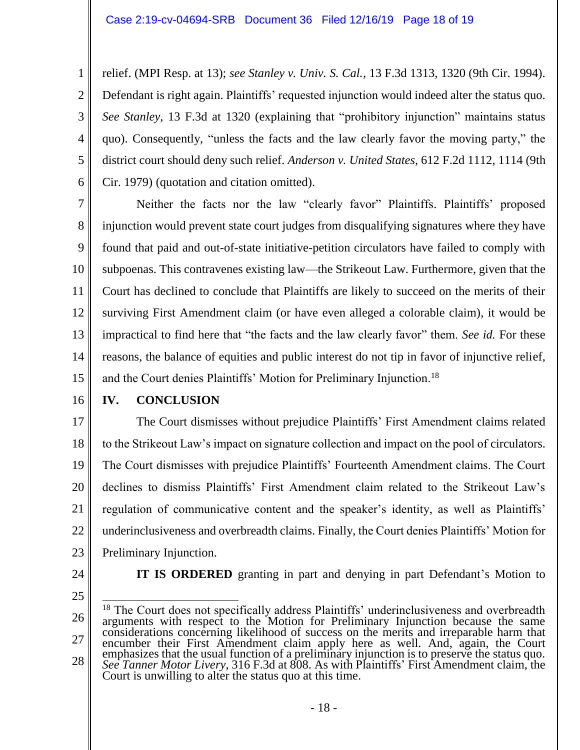relief. (MPI Resp. at 13); *see Stanley v. Univ. S. Cal.*, 13 F.3d 1313, 1320 (9th Cir. 1994). Defendant is right again. Plaintiffs' requested injunction would indeed alter the status quo. *See Stanley*, 13 F.3d at 1320 (explaining that "prohibitory injunction" maintains status quo). Consequently, "unless the facts and the law clearly favor the moving party," the district court should deny such relief. *Anderson v. United States*, 612 F.2d 1112, 1114 (9th Cir. 1979) (quotation and citation omitted).

Neither the facts nor the law "clearly favor" Plaintiffs. Plaintiffs' proposed injunction would prevent state court judges from disqualifying signatures where they have found that paid and out-of-state initiative-petition circulators have failed to comply with subpoenas. This contravenes existing law—the Strikeout Law. Furthermore, given that the Court has declined to conclude that Plaintiffs are likely to succeed on the merits of their surviving First Amendment claim (or have even alleged a colorable claim), it would be impractical to find here that "the facts and the law clearly favor" them. *See id.* For these reasons, the balance of equities and public interest do not tip in favor of injunctive relief, and the Court denies Plaintiffs' Motion for Preliminary Injunction.[18]

## IV. CONCLUSION

The Court dismisses without prejudice Plaintiffs' First Amendment claims related to the Strikeout Law's impact on signature collection and impact on the pool of circulators. The Court dismisses with prejudice Plaintiffs' Fourteenth Amendment claims. The Court declines to dismiss Plaintiffs' First Amendment claim related to the Strikeout Law's regulation of communicative content and the speaker's identity, as well as Plaintiffs' underinclusiveness and overbreadth claims. Finally, the Court denies Plaintiffs' Motion for Preliminary Injunction.

**IT IS ORDERED** granting in part and denying in part Defendant's Motion to

---

[18] The Court does not specifically address Plaintiffs' underinclusiveness and overbreadth arguments with respect to the Motion for Preliminary Injunction because the same considerations concerning likelihood of success on the merits and irreparable harm that encumber their First Amendment claim apply here as well. And, again, the Court emphasizes that the usual function of a preliminary injunction is to preserve the status quo. *See Tanner Motor Livery*, 316 F.3d at 808. As with Plaintiffs' First Amendment claim, the Court is unwilling to alter the status quo at this time.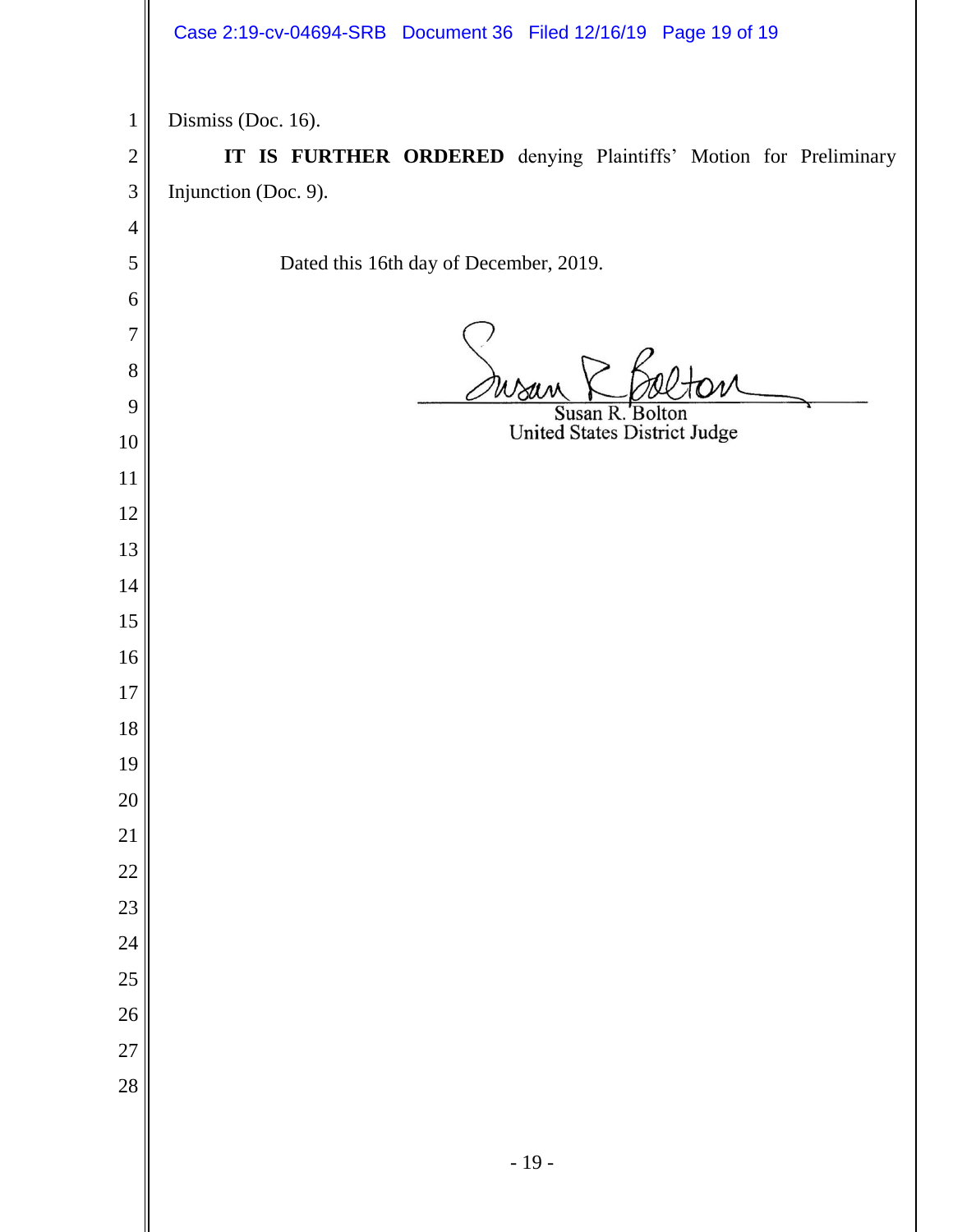Dismiss (Doc. 16).

**IT IS FURTHER ORDERED** denying Plaintiffs' Motion for Preliminary Injunction (Doc. 9).

Dated this 16th day of December, 2019.

Susan R. Bolton
United States District Judge